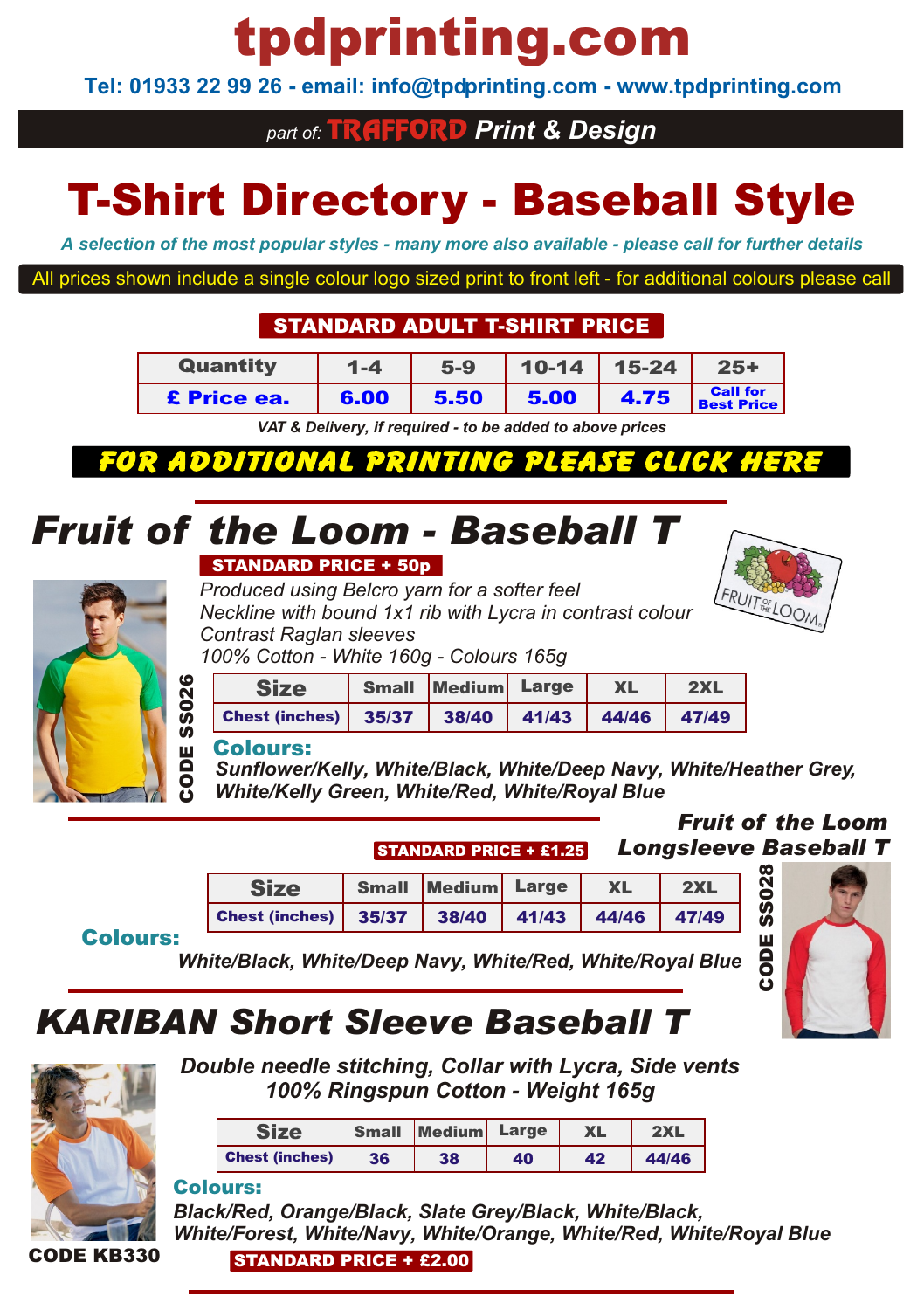# tpdprinting.com

**Tel: 01933 22 99 26 - email: info@tpdprinting.com - www.tpdprinting.com**

*part of:* **TRAFFORD** ***Print & Design***

# T-Shirt Directory - Baseball Style

***A selection of the most popular styles - many more also available - please call for further details***

All prices shown include a single colour logo sized print to front left - for additional colours please call

## STANDARD ADULT T-SHIRT PRICE

| Quantity | 1-4 | 5-9 | 10-14 | 15-24 | 25+ |
|---|---|---|---|---|---|
| £ Price ea. | 6.00 | 5.50 | 5.00 | 4.75 | Call for Best Price |

*VAT & Delivery, if required - to be added to above prices*

***FOR ADDITIONAL PRINTING PLEASE CLICK HERE***

## *Fruit of the Loom - Baseball T*

**STANDARD PRICE + 50p**

*Produced using Belcro yarn for a softer feel*
*Neckline with bound 1x1 rib with Lycra in contrast colour*
*Contrast Raglan sleeves*
*100% Cotton - White 160g - Colours 165g*

**CODE SS026**

| Size | Small | Medium | Large | XL | 2XL |
|---|---|---|---|---|---|
| Chest (inches) | 35/37 | 38/40 | 41/43 | 44/46 | 47/49 |

**Colours:**
***Sunflower/Kelly, White/Black, White/Deep Navy, White/Heather Grey, White/Kelly Green, White/Red, White/Royal Blue***

## *Fruit of the Loom Longsleeve Baseball T*

**STANDARD PRICE + £1.25**

**CODE SS028**

| Size | Small | Medium | Large | XL | 2XL |
|---|---|---|---|---|---|
| Chest (inches) | 35/37 | 38/40 | 41/43 | 44/46 | 47/49 |

**Colours:**
***White/Black, White/Deep Navy, White/Red, White/Royal Blue***

## *KARIBAN Short Sleeve Baseball T*

***Double needle stitching, Collar with Lycra, Side vents***
***100% Ringspun Cotton - Weight 165g***

| Size | Small | Medium | Large | XL | 2XL |
|---|---|---|---|---|---|
| Chest (inches) | 36 | 38 | 40 | 42 | 44/46 |

**Colours:**
***Black/Red, Orange/Black, Slate Grey/Black, White/Black, White/Forest, White/Navy, White/Orange, White/Red, White/Royal Blue***

**CODE KB330**

**STANDARD PRICE + £2.00**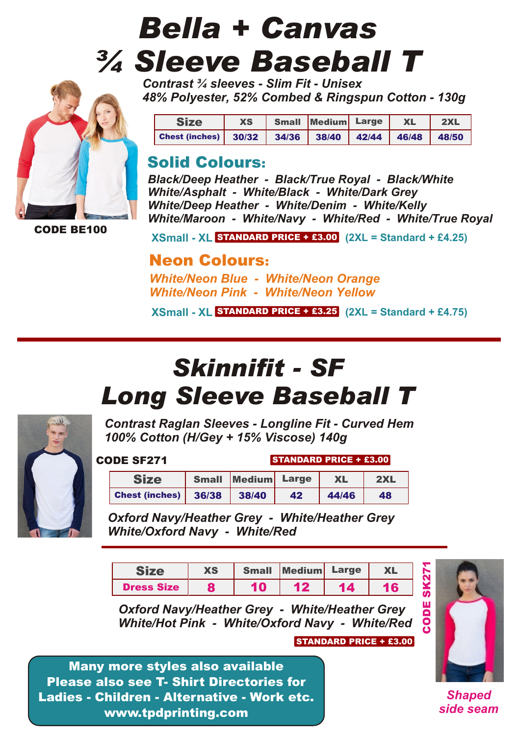# Bella + Canvas
# ¾ Sleeve Baseball T

*Contrast ¾ sleeves - Slim Fit - Unisex*
*48% Polyester, 52% Combed & Ringspun Cotton - 130g*

| Size | XS | Small | Medium | Large | XL | 2XL |
|---|---|---|---|---|---|---|
| Chest (inches) | 30/32 | 34/36 | 38/40 | 42/44 | 46/48 | 48/50 |

**CODE BE100**

## Solid Colours:

*Black/Deep Heather - Black/True Royal - Black/White*
*White/Asphalt - White/Black - White/Dark Grey*
*White/Deep Heather - White/Denim - White/Kelly*
*White/Maroon - White/Navy - White/Red - White/True Royal*

XSmall - XL **STANDARD PRICE + £3.00** (2XL = Standard + £4.25)

## Neon Colours:

*White/Neon Blue - White/Neon Orange*
*White/Neon Pink - White/Neon Yellow*

XSmall - XL **STANDARD PRICE + £3.25** (2XL = Standard + £4.75)

---

# Skinnifit - SF
# Long Sleeve Baseball T

*Contrast Raglan Sleeves - Longline Fit - Curved Hem*
*100% Cotton (H/Gey + 15% Viscose) 140g*

**CODE SF271**

**STANDARD PRICE + £3.00**

| Size | Small | Medium | Large | XL | 2XL |
|---|---|---|---|---|---|
| Chest (inches) | 36/38 | 38/40 | 42 | 44/46 | 48 |

*Oxford Navy/Heather Grey - White/Heather Grey*
*White/Oxford Navy - White/Red*

---

| Size | XS | Small | Medium | Large | XL |
|---|---|---|---|---|---|
| Dress Size | 8 | 10 | 12 | 14 | 16 |

*Oxford Navy/Heather Grey - White/Heather Grey*
*White/Hot Pink - White/Oxford Navy - White/Red*

**STANDARD PRICE + £3.00**

**CODE SK271**

*Shaped side seam*

**Many more styles also available**
**Please also see T- Shirt Directories for**
**Ladies - Children - Alternative - Work etc.**
**www.tpdprinting.com**